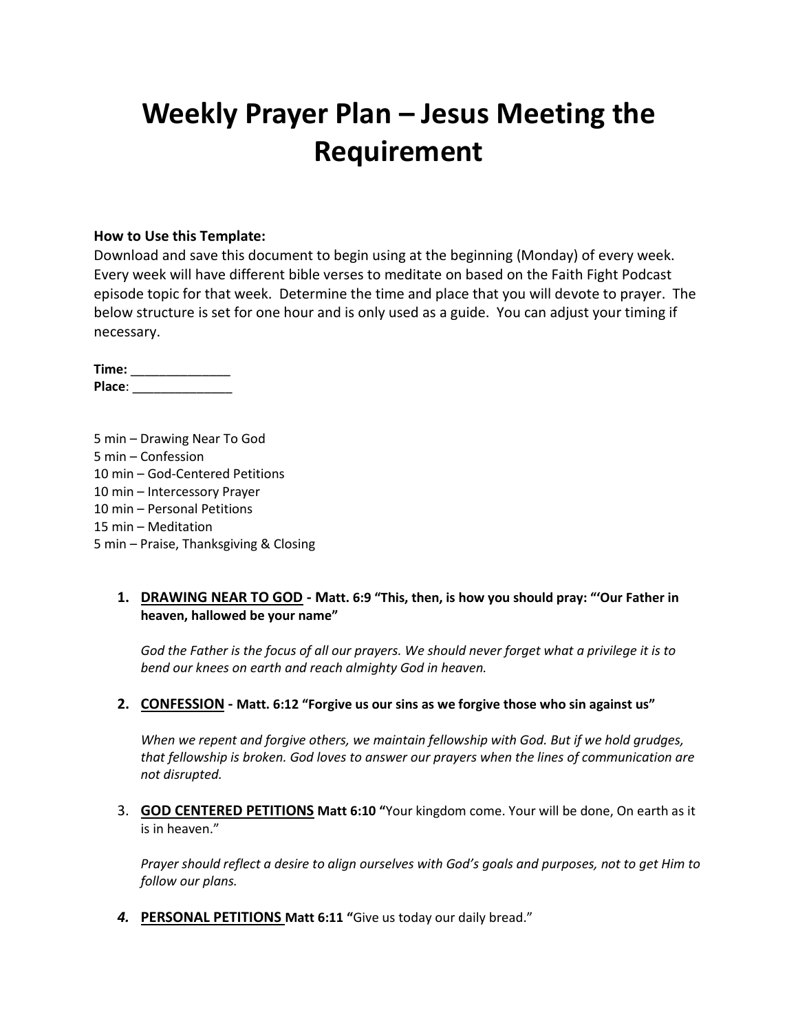# Weekly Prayer Plan – Jesus Meeting the Requirement

**How to Use this Template:**
Download and save this document to begin using at the beginning (Monday) of every week. Every week will have different bible verses to meditate on based on the Faith Fight Podcast episode topic for that week. Determine the time and place that you will devote to prayer. The below structure is set for one hour and is only used as a guide. You can adjust your timing if necessary.

**Time:** ______________
**Place**: ______________

5 min – Drawing Near To God
5 min – Confession
10 min – God-Centered Petitions
10 min – Intercessory Prayer
10 min – Personal Petitions
15 min – Meditation
5 min – Praise, Thanksgiving & Closing

1. **<u>DRAWING NEAR TO GOD</u> - Matt. 6:9 "This, then, is how you should pray: "'Our Father in heaven, hallowed be your name"**

   *God the Father is the focus of all our prayers. We should never forget what a privilege it is to bend our knees on earth and reach almighty God in heaven.*

2. **<u>CONFESSION</u> - Matt. 6:12 "Forgive us our sins as we forgive those who sin against us"**

   *When we repent and forgive others, we maintain fellowship with God. But if we hold grudges, that fellowship is broken. God loves to answer our prayers when the lines of communication are not disrupted.*

3. **<u>GOD CENTERED PETITIONS</u> Matt 6:10 "**Your kingdom come. Your will be done, On earth as it is in heaven."

   *Prayer should reflect a desire to align ourselves with God's goals and purposes, not to get Him to follow our plans.*

4. **<u>PERSONAL PETITIONS</u> Matt 6:11 "**Give us today our daily bread."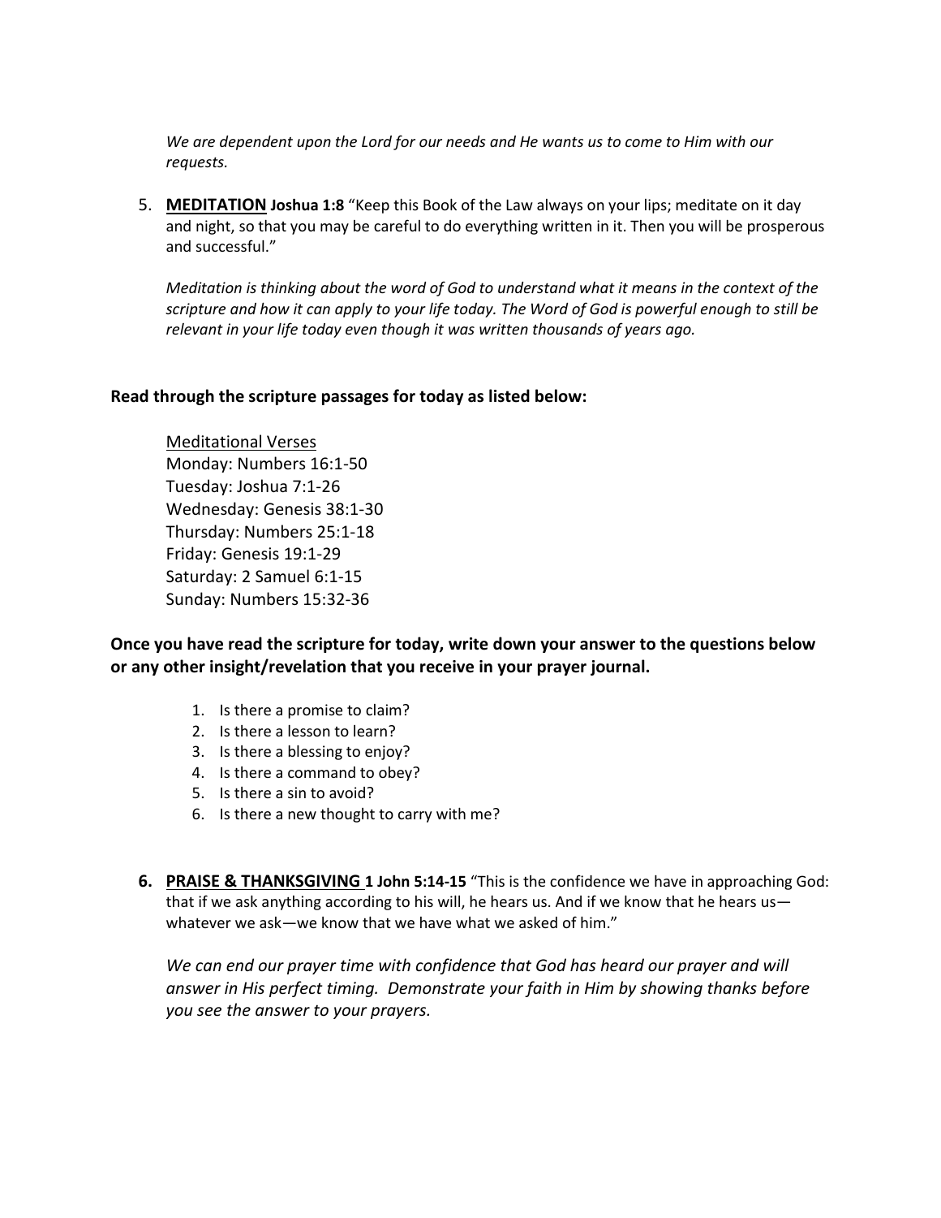*We are dependent upon the Lord for our needs and He wants us to come to Him with our requests.*

5. **MEDITATION** **Joshua 1:8** "Keep this Book of the Law always on your lips; meditate on it day and night, so that you may be careful to do everything written in it. Then you will be prosperous and successful."

   *Meditation is thinking about the word of God to understand what it means in the context of the scripture and how it can apply to your life today. The Word of God is powerful enough to still be relevant in your life today even though it was written thousands of years ago.*

**Read through the scripture passages for today as listed below:**

Meditational Verses
Monday: Numbers 16:1-50
Tuesday: Joshua 7:1-26
Wednesday: Genesis 38:1-30
Thursday: Numbers 25:1-18
Friday: Genesis 19:1-29
Saturday: 2 Samuel 6:1-15
Sunday: Numbers 15:32-36

**Once you have read the scripture for today, write down your answer to the questions below or any other insight/revelation that you receive in your prayer journal.**

1. Is there a promise to claim?
2. Is there a lesson to learn?
3. Is there a blessing to enjoy?
4. Is there a command to obey?
5. Is there a sin to avoid?
6. Is there a new thought to carry with me?

6. **PRAISE & THANKSGIVING** **1 John 5:14-15** "This is the confidence we have in approaching God: that if we ask anything according to his will, he hears us. And if we know that he hears us—whatever we ask—we know that we have what we asked of him."

   *We can end our prayer time with confidence that God has heard our prayer and will answer in His perfect timing. Demonstrate your faith in Him by showing thanks before you see the answer to your prayers.*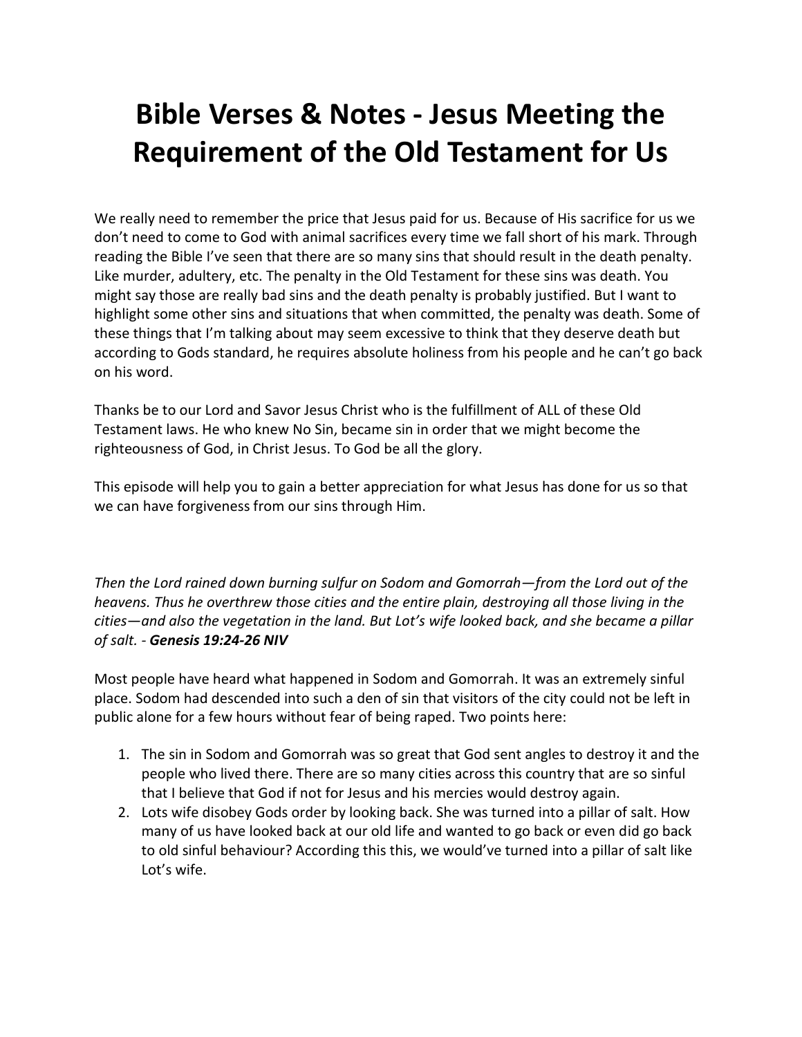// Bible Verses & Notes - Jesus Meeting the Requirement of the Old Testament for Us

# Bible Verses & Notes - Jesus Meeting the Requirement of the Old Testament for Us

We really need to remember the price that Jesus paid for us. Because of His sacrifice for us we don't need to come to God with animal sacrifices every time we fall short of his mark. Through reading the Bible I've seen that there are so many sins that should result in the death penalty. Like murder, adultery, etc. The penalty in the Old Testament for these sins was death. You might say those are really bad sins and the death penalty is probably justified. But I want to highlight some other sins and situations that when committed, the penalty was death. Some of these things that I'm talking about may seem excessive to think that they deserve death but according to Gods standard, he requires absolute holiness from his people and he can't go back on his word.

Thanks be to our Lord and Savor Jesus Christ who is the fulfillment of ALL of these Old Testament laws. He who knew No Sin, became sin in order that we might become the righteousness of God, in Christ Jesus. To God be all the glory.

This episode will help you to gain a better appreciation for what Jesus has done for us so that we can have forgiveness from our sins through Him.

*Then the Lord rained down burning sulfur on Sodom and Gomorrah—from the Lord out of the heavens. Thus he overthrew those cities and the entire plain, destroying all those living in the cities—and also the vegetation in the land. But Lot's wife looked back, and she became a pillar of salt. - **Genesis 19:24-26 NIV***

Most people have heard what happened in Sodom and Gomorrah. It was an extremely sinful place. Sodom had descended into such a den of sin that visitors of the city could not be left in public alone for a few hours without fear of being raped. Two points here:

1. The sin in Sodom and Gomorrah was so great that God sent angles to destroy it and the people who lived there. There are so many cities across this country that are so sinful that I believe that God if not for Jesus and his mercies would destroy again.
2. Lots wife disobey Gods order by looking back. She was turned into a pillar of salt. How many of us have looked back at our old life and wanted to go back or even did go back to old sinful behaviour? According this this, we would've turned into a pillar of salt like Lot's wife.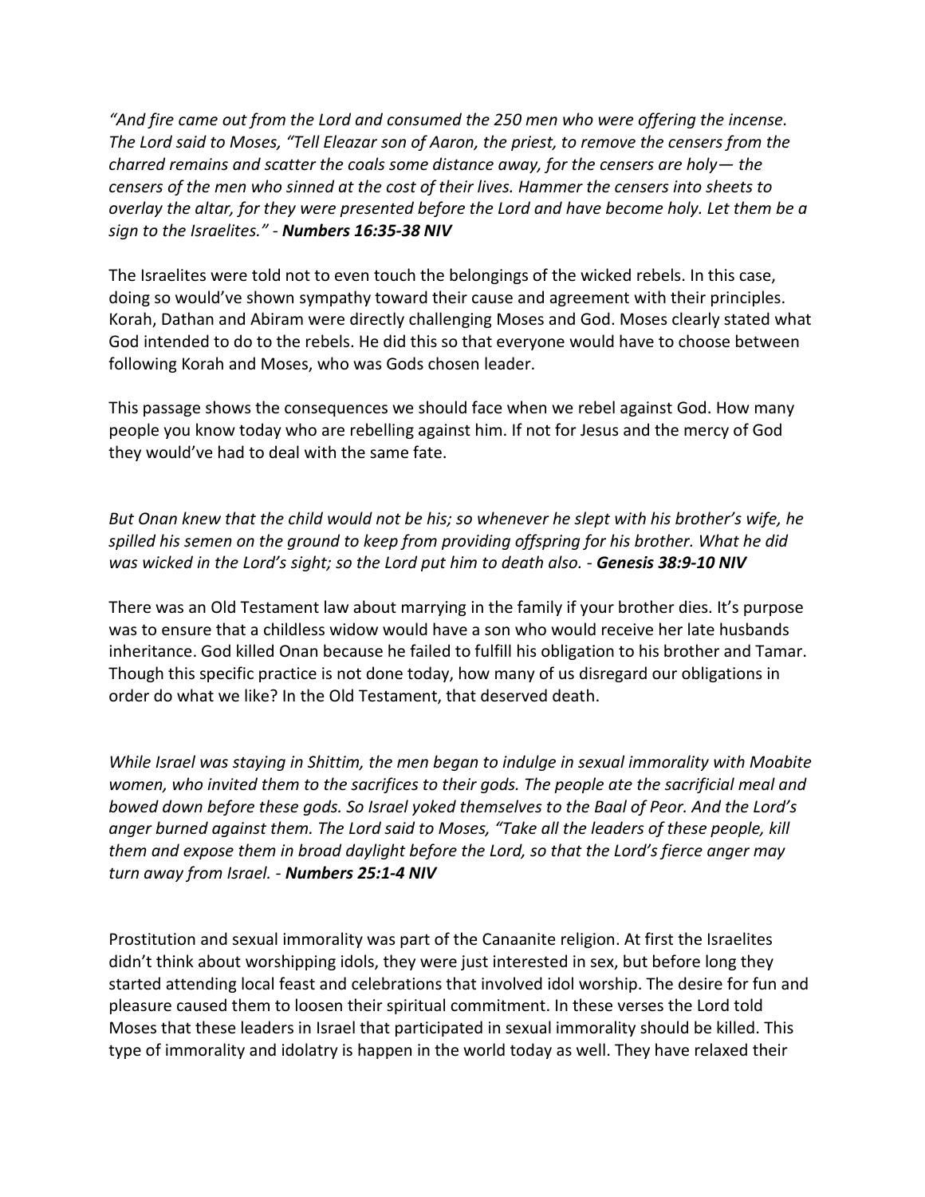*"And fire came out from the Lord and consumed the 250 men who were offering the incense. The Lord said to Moses, "Tell Eleazar son of Aaron, the priest, to remove the censers from the charred remains and scatter the coals some distance away, for the censers are holy— the censers of the men who sinned at the cost of their lives. Hammer the censers into sheets to overlay the altar, for they were presented before the Lord and have become holy. Let them be a sign to the Israelites."* - ***Numbers 16:35-38 NIV***

The Israelites were told not to even touch the belongings of the wicked rebels. In this case, doing so would've shown sympathy toward their cause and agreement with their principles. Korah, Dathan and Abiram were directly challenging Moses and God. Moses clearly stated what God intended to do to the rebels. He did this so that everyone would have to choose between following Korah and Moses, who was Gods chosen leader.

This passage shows the consequences we should face when we rebel against God. How many people you know today who are rebelling against him. If not for Jesus and the mercy of God they would've had to deal with the same fate.

*But Onan knew that the child would not be his; so whenever he slept with his brother's wife, he spilled his semen on the ground to keep from providing offspring for his brother. What he did was wicked in the Lord's sight; so the Lord put him to death also.* - ***Genesis 38:9-10 NIV***

There was an Old Testament law about marrying in the family if your brother dies. It's purpose was to ensure that a childless widow would have a son who would receive her late husbands inheritance. God killed Onan because he failed to fulfill his obligation to his brother and Tamar. Though this specific practice is not done today, how many of us disregard our obligations in order do what we like? In the Old Testament, that deserved death.

*While Israel was staying in Shittim, the men began to indulge in sexual immorality with Moabite women, who invited them to the sacrifices to their gods. The people ate the sacrificial meal and bowed down before these gods. So Israel yoked themselves to the Baal of Peor. And the Lord's anger burned against them. The Lord said to Moses, "Take all the leaders of these people, kill them and expose them in broad daylight before the Lord, so that the Lord's fierce anger may turn away from Israel.* - ***Numbers 25:1-4 NIV***

Prostitution and sexual immorality was part of the Canaanite religion. At first the Israelites didn't think about worshipping idols, they were just interested in sex, but before long they started attending local feast and celebrations that involved idol worship. The desire for fun and pleasure caused them to loosen their spiritual commitment. In these verses the Lord told Moses that these leaders in Israel that participated in sexual immorality should be killed. This type of immorality and idolatry is happen in the world today as well. They have relaxed their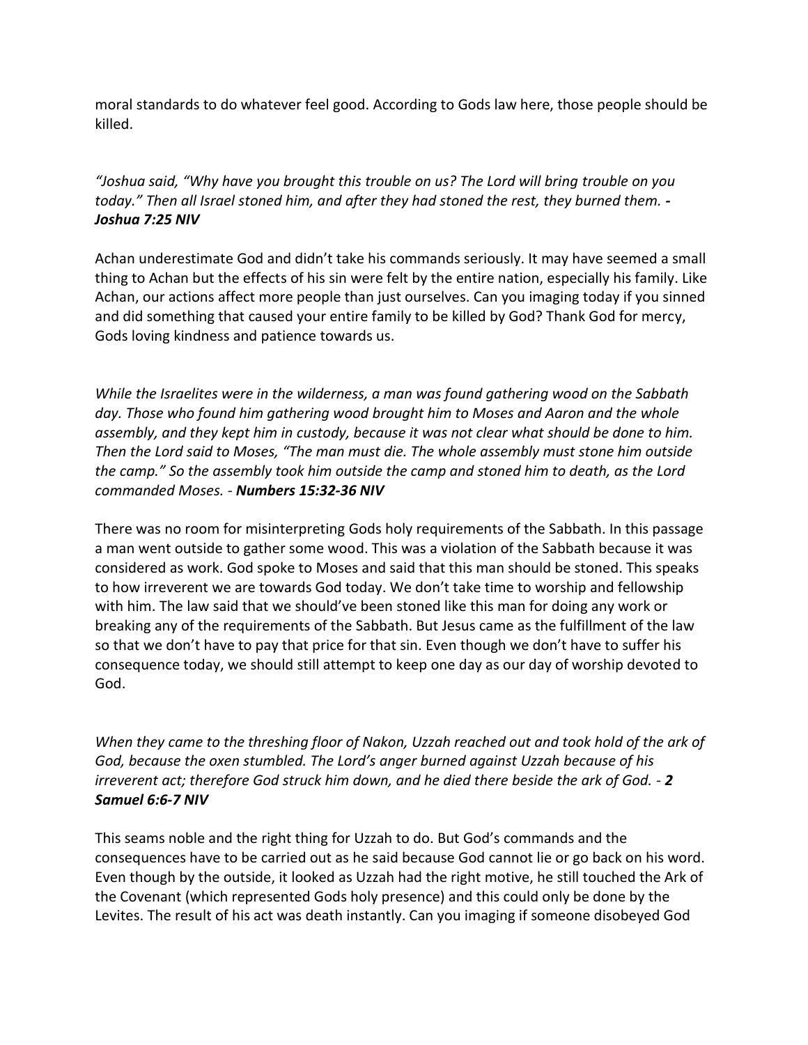moral standards to do whatever feel good. According to Gods law here, those people should be killed.

*"Joshua said, "Why have you brought this trouble on us? The Lord will bring trouble on you today." Then all Israel stoned him, and after they had stoned the rest, they burned them. -* ***Joshua 7:25 NIV***

Achan underestimate God and didn't take his commands seriously. It may have seemed a small thing to Achan but the effects of his sin were felt by the entire nation, especially his family. Like Achan, our actions affect more people than just ourselves. Can you imaging today if you sinned and did something that caused your entire family to be killed by God? Thank God for mercy, Gods loving kindness and patience towards us.

*While the Israelites were in the wilderness, a man was found gathering wood on the Sabbath day. Those who found him gathering wood brought him to Moses and Aaron and the whole assembly, and they kept him in custody, because it was not clear what should be done to him. Then the Lord said to Moses, "The man must die. The whole assembly must stone him outside the camp." So the assembly took him outside the camp and stoned him to death, as the Lord commanded Moses. -* ***Numbers 15:32-36 NIV***

There was no room for misinterpreting Gods holy requirements of the Sabbath. In this passage a man went outside to gather some wood. This was a violation of the Sabbath because it was considered as work. God spoke to Moses and said that this man should be stoned. This speaks to how irreverent we are towards God today. We don't take time to worship and fellowship with him. The law said that we should've been stoned like this man for doing any work or breaking any of the requirements of the Sabbath. But Jesus came as the fulfillment of the law so that we don't have to pay that price for that sin. Even though we don't have to suffer his consequence today, we should still attempt to keep one day as our day of worship devoted to God.

*When they came to the threshing floor of Nakon, Uzzah reached out and took hold of the ark of God, because the oxen stumbled. The Lord's anger burned against Uzzah because of his irreverent act; therefore God struck him down, and he died there beside the ark of God. -* ***2 Samuel 6:6-7 NIV***

This seams noble and the right thing for Uzzah to do. But God's commands and the consequences have to be carried out as he said because God cannot lie or go back on his word. Even though by the outside, it looked as Uzzah had the right motive, he still touched the Ark of the Covenant (which represented Gods holy presence) and this could only be done by the Levites. The result of his act was death instantly. Can you imaging if someone disobeyed God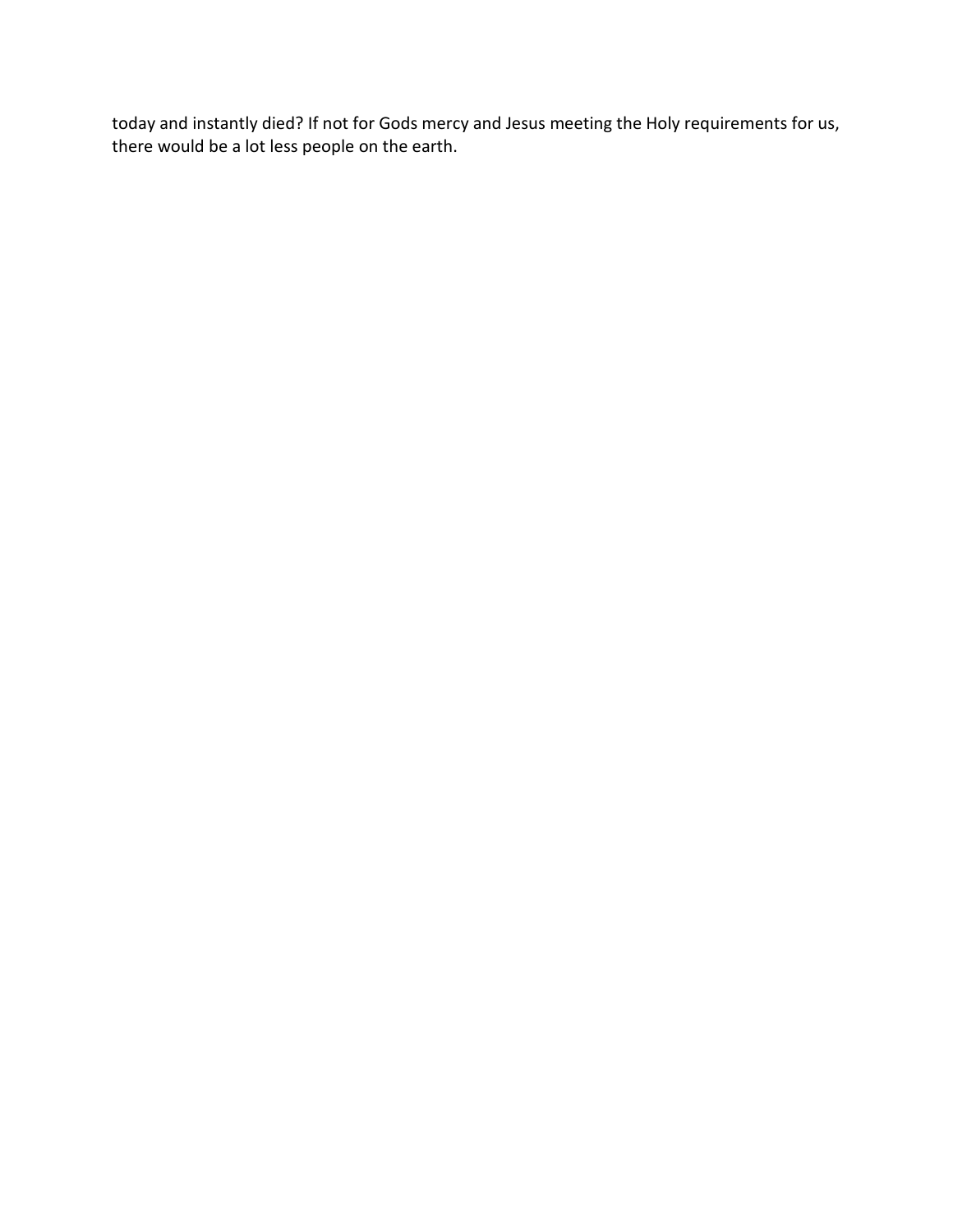today and instantly died? If not for Gods mercy and Jesus meeting the Holy requirements for us, there would be a lot less people on the earth.